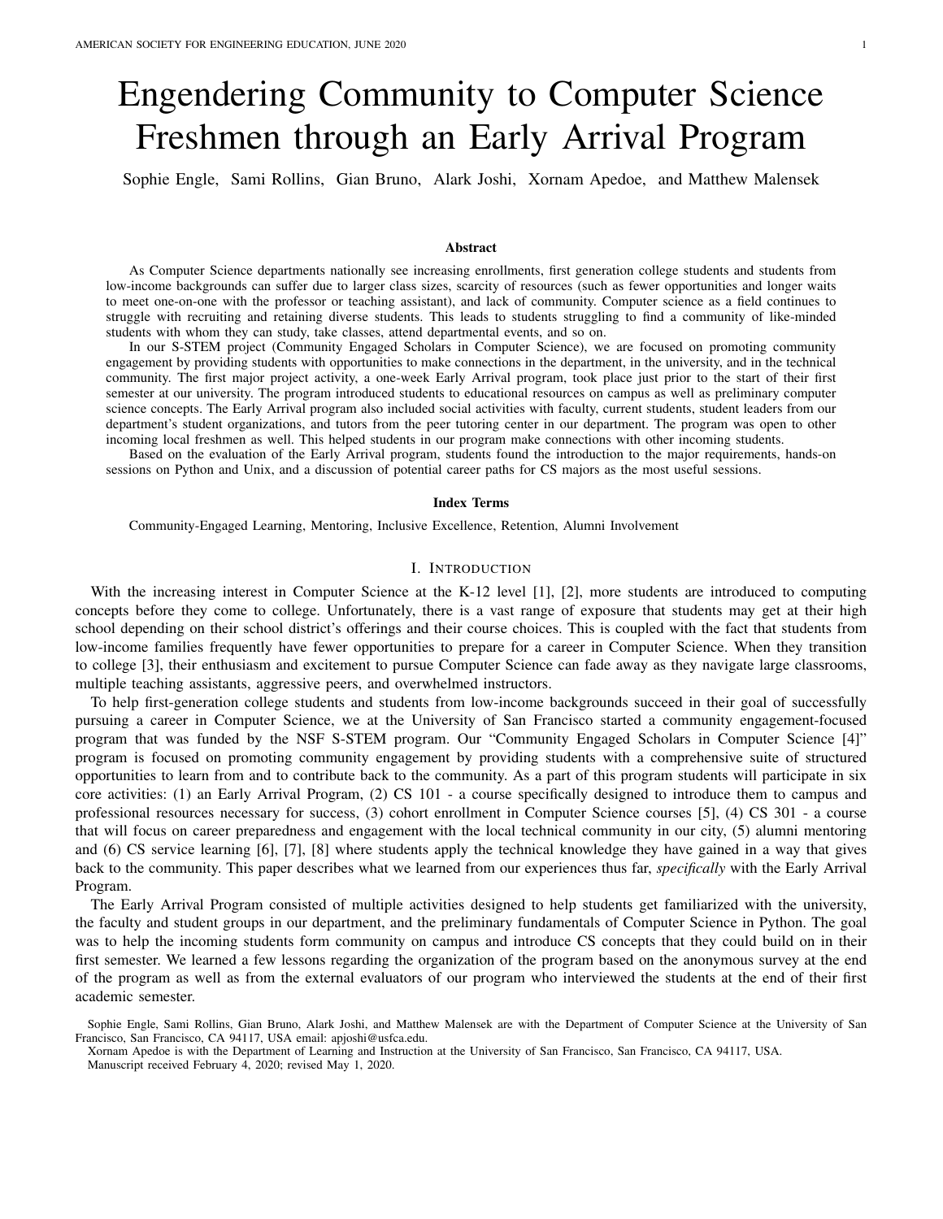# Engendering Community to Computer Science Freshmen through an Early Arrival Program

Sophie Engle, Sami Rollins, Gian Bruno, Alark Joshi, Xornam Apedoe, and Matthew Malensek

### Abstract

As Computer Science departments nationally see increasing enrollments, first generation college students and students from low-income backgrounds can suffer due to larger class sizes, scarcity of resources (such as fewer opportunities and longer waits to meet one-on-one with the professor or teaching assistant), and lack of community. Computer science as a field continues to struggle with recruiting and retaining diverse students. This leads to students struggling to find a community of like-minded students with whom they can study, take classes, attend departmental events, and so on.

In our S-STEM project (Community Engaged Scholars in Computer Science), we are focused on promoting community engagement by providing students with opportunities to make connections in the department, in the university, and in the technical community. The first major project activity, a one-week Early Arrival program, took place just prior to the start of their first semester at our university. The program introduced students to educational resources on campus as well as preliminary computer science concepts. The Early Arrival program also included social activities with faculty, current students, student leaders from our department's student organizations, and tutors from the peer tutoring center in our department. The program was open to other incoming local freshmen as well. This helped students in our program make connections with other incoming students.

Based on the evaluation of the Early Arrival program, students found the introduction to the major requirements, hands-on sessions on Python and Unix, and a discussion of potential career paths for CS majors as the most useful sessions.

### Index Terms

Community-Engaged Learning, Mentoring, Inclusive Excellence, Retention, Alumni Involvement

## I. Introduction

With the increasing interest in Computer Science at the K-12 level [1], [2], more students are introduced to computing concepts before they come to college. Unfortunately, there is a vast range of exposure that students may get at their high school depending on their school district's offerings and their course choices. This is coupled with the fact that students from low-income families frequently have fewer opportunities to prepare for a career in Computer Science. When they transition to college [3], their enthusiasm and excitement to pursue Computer Science can fade away as they navigate large classrooms, multiple teaching assistants, aggressive peers, and overwhelmed instructors.

To help first-generation college students and students from low-income backgrounds succeed in their goal of successfully pursuing a career in Computer Science, we at the University of San Francisco started a community engagement-focused program that was funded by the NSF S-STEM program. Our "Community Engaged Scholars in Computer Science [4]" program is focused on promoting community engagement by providing students with a comprehensive suite of structured opportunities to learn from and to contribute back to the community. As a part of this program students will participate in six core activities: (1) an Early Arrival Program, (2) CS 101 - a course specifically designed to introduce them to campus and professional resources necessary for success, (3) cohort enrollment in Computer Science courses [5], (4) CS 301 - a course that will focus on career preparedness and engagement with the local technical community in our city, (5) alumni mentoring and (6) CS service learning [6], [7], [8] where students apply the technical knowledge they have gained in a way that gives back to the community. This paper describes what we learned from our experiences thus far, *specifically* with the Early Arrival Program.

The Early Arrival Program consisted of multiple activities designed to help students get familiarized with the university, the faculty and student groups in our department, and the preliminary fundamentals of Computer Science in Python. The goal was to help the incoming students form community on campus and introduce CS concepts that they could build on in their first semester. We learned a few lessons regarding the organization of the program based on the anonymous survey at the end of the program as well as from the external evaluators of our program who interviewed the students at the end of their first academic semester.

Sophie Engle, Sami Rollins, Gian Bruno, Alark Joshi, and Matthew Malensek are with the Department of Computer Science at the University of San Francisco, San Francisco, CA 94117, USA email: apjoshi@usfca.edu.

Xornam Apedoe is with the Department of Learning and Instruction at the University of San Francisco, San Francisco, CA 94117, USA.

Manuscript received February 4, 2020; revised May 1, 2020.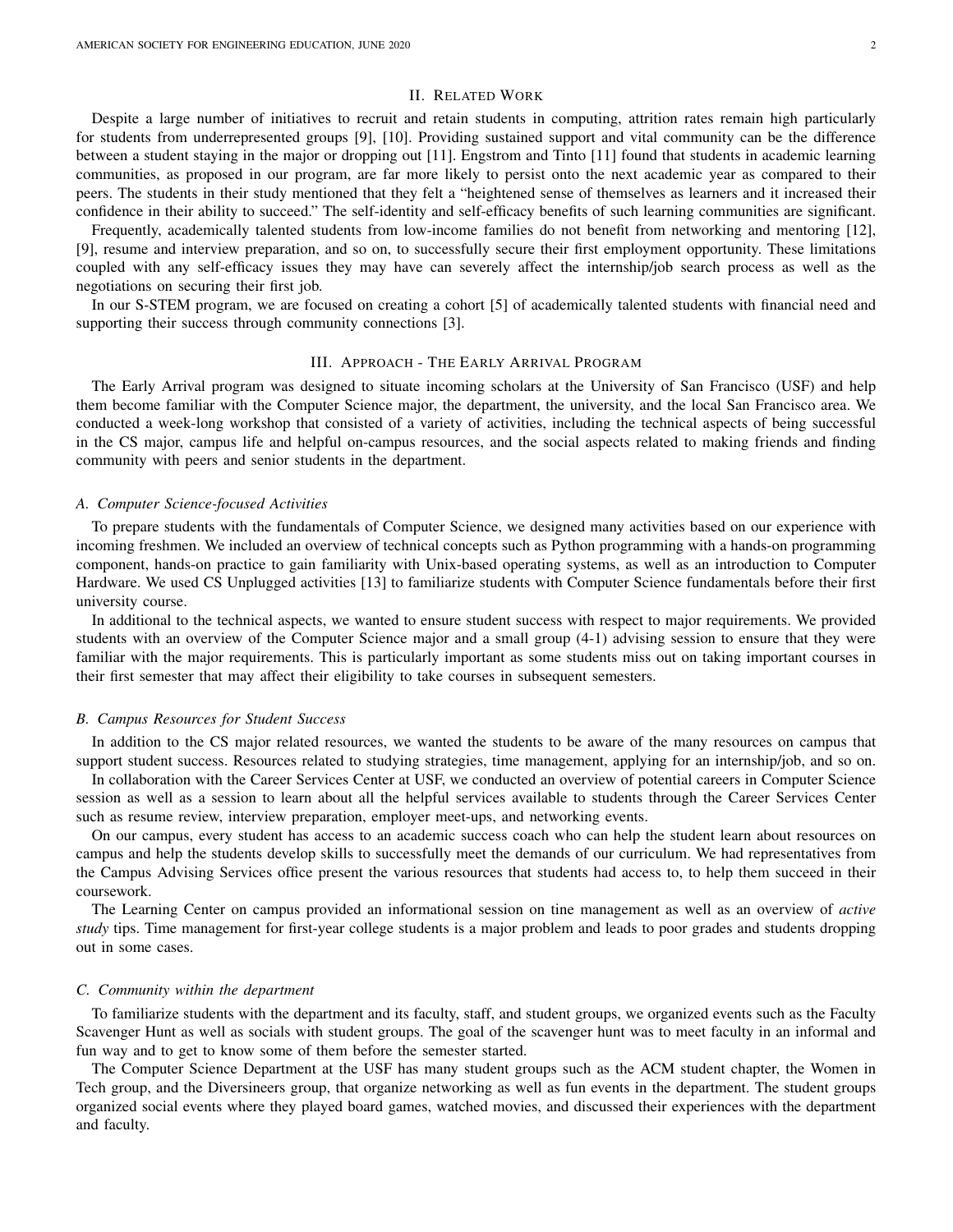## II. Related Work

Despite a large number of initiatives to recruit and retain students in computing, attrition rates remain high particularly for students from underrepresented groups [9], [10]. Providing sustained support and vital community can be the difference between a student staying in the major or dropping out [11]. Engstrom and Tinto [11] found that students in academic learning communities, as proposed in our program, are far more likely to persist onto the next academic year as compared to their peers. The students in their study mentioned that they felt a "heightened sense of themselves as learners and it increased their confidence in their ability to succeed." The self-identity and self-efficacy benefits of such learning communities are significant.

Frequently, academically talented students from low-income families do not benefit from networking and mentoring [12], [9], resume and interview preparation, and so on, to successfully secure their first employment opportunity. These limitations coupled with any self-efficacy issues they may have can severely affect the internship/job search process as well as the negotiations on securing their first job.

In our S-STEM program, we are focused on creating a cohort [5] of academically talented students with financial need and supporting their success through community connections [3].

## III. Approach - The Early Arrival Program

The Early Arrival program was designed to situate incoming scholars at the University of San Francisco (USF) and help them become familiar with the Computer Science major, the department, the university, and the local San Francisco area. We conducted a week-long workshop that consisted of a variety of activities, including the technical aspects of being successful in the CS major, campus life and helpful on-campus resources, and the social aspects related to making friends and finding community with peers and senior students in the department.

### *A. Computer Science-focused Activities*

To prepare students with the fundamentals of Computer Science, we designed many activities based on our experience with incoming freshmen. We included an overview of technical concepts such as Python programming with a hands-on programming component, hands-on practice to gain familiarity with Unix-based operating systems, as well as an introduction to Computer Hardware. We used CS Unplugged activities [13] to familiarize students with Computer Science fundamentals before their first university course.

In additional to the technical aspects, we wanted to ensure student success with respect to major requirements. We provided students with an overview of the Computer Science major and a small group (4-1) advising session to ensure that they were familiar with the major requirements. This is particularly important as some students miss out on taking important courses in their first semester that may affect their eligibility to take courses in subsequent semesters.

### *B. Campus Resources for Student Success*

In addition to the CS major related resources, we wanted the students to be aware of the many resources on campus that support student success. Resources related to studying strategies, time management, applying for an internship/job, and so on.

In collaboration with the Career Services Center at USF, we conducted an overview of potential careers in Computer Science session as well as a session to learn about all the helpful services available to students through the Career Services Center such as resume review, interview preparation, employer meet-ups, and networking events.

On our campus, every student has access to an academic success coach who can help the student learn about resources on campus and help the students develop skills to successfully meet the demands of our curriculum. We had representatives from the Campus Advising Services office present the various resources that students had access to, to help them succeed in their coursework.

The Learning Center on campus provided an informational session on tine management as well as an overview of *active study* tips. Time management for first-year college students is a major problem and leads to poor grades and students dropping out in some cases.

### *C. Community within the department*

To familiarize students with the department and its faculty, staff, and student groups, we organized events such as the Faculty Scavenger Hunt as well as socials with student groups. The goal of the scavenger hunt was to meet faculty in an informal and fun way and to get to know some of them before the semester started.

The Computer Science Department at the USF has many student groups such as the ACM student chapter, the Women in Tech group, and the Diversineers group, that organize networking as well as fun events in the department. The student groups organized social events where they played board games, watched movies, and discussed their experiences with the department and faculty.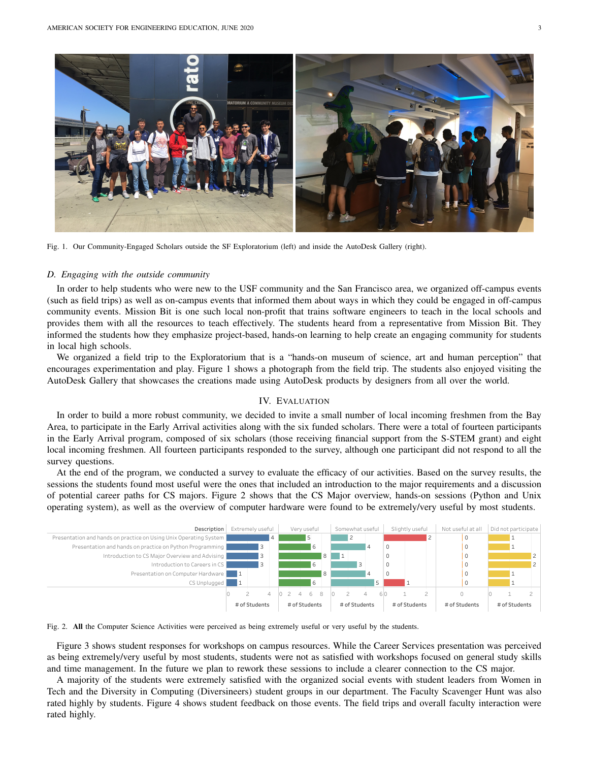Fig. 1. Our Community-Engaged Scholars outside the SF Exploratorium (left) and inside the AutoDesk Gallery (right).

### *D. Engaging with the outside community*

In order to help students who were new to the USF community and the San Francisco area, we organized off-campus events (such as field trips) as well as on-campus events that informed them about ways in which they could be engaged in off-campus community events. Mission Bit is one such local non-profit that trains software engineers to teach in the local schools and provides them with all the resources to teach effectively. The students heard from a representative from Mission Bit. They informed the students how they emphasize project-based, hands-on learning to help create an engaging community for students in local high schools.

We organized a field trip to the Exploratorium that is a "hands-on museum of science, art and human perception" that encourages experimentation and play. Figure 1 shows a photograph from the field trip. The students also enjoyed visiting the AutoDesk Gallery that showcases the creations made using AutoDesk products by designers from all over the world.

## IV. Evaluation

In order to build a more robust community, we decided to invite a small number of local incoming freshmen from the Bay Area, to participate in the Early Arrival activities along with the six funded scholars. There were a total of fourteen participants in the Early Arrival program, composed of six scholars (those receiving financial support from the S-STEM grant) and eight local incoming freshmen. All fourteen participants responded to the survey, although one participant did not respond to all the survey questions.

At the end of the program, we conducted a survey to evaluate the efficacy of our activities. Based on the survey results, the sessions the students found most useful were the ones that included an introduction to the major requirements and a discussion of potential career paths for CS majors. Figure 2 shows that the CS Major overview, hands-on sessions (Python and Unix operating system), as well as the overview of computer hardware were found to be extremely/very useful by most students.

| Description | Extremely useful | Very useful | Somewhat useful | Slightly useful | Not useful at all | Did not participate |
|---|---|---|---|---|---|---|
| Presentation and hands on practice on Using Unix Operating System | 4 | 5 | 2 | 2 | 0 | 1 |
| Presentation and hands on practice on Python Programming | 3 | 6 | 4 | 0 | 0 | 1 |
| Introduction to CS Major Overview and Advising | 3 | 8 | 1 | 0 | 0 | 2 |
| Introduction to Careers in CS | 3 | 6 | 3 | 0 | 0 | 2 |
| Presentation on Computer Hardware | 1 | 8 | 4 | 0 | 0 | 1 |
| CS Unplugged | 1 | 6 | 5 | 1 | 0 | 1 |

Fig. 2. **All** the Computer Science Activities were perceived as being extremely useful or very useful by the students.

Figure 3 shows student responses for workshops on campus resources. While the Career Services presentation was perceived as being extremely/very useful by most students, students were not as satisfied with workshops focused on general study skills and time management. In the future we plan to rework these sessions to include a clearer connection to the CS major.

A majority of the students were extremely satisfied with the organized social events with student leaders from Women in Tech and the Diversity in Computing (Diversineers) student groups in our department. The Faculty Scavenger Hunt was also rated highly by students. Figure 4 shows student feedback on those events. The field trips and overall faculty interaction were rated highly.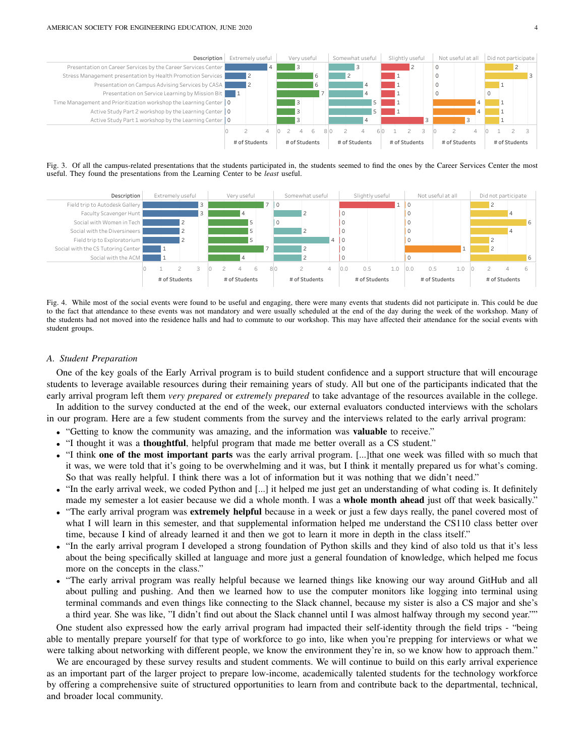| Description | Extremely useful | Very useful | Somewhat useful | Slightly useful | Not useful at all | Did not participate |
|---|---|---|---|---|---|---|
| Presentation on Career Services by the Career Services Center | 4 | 3 | 3 | 2 | 0 | 2 |
| Stress Management presentation by Health Promotion Services | 2 | 6 | 2 | 1 | 0 | 3 |
| Presentation on Campus Advising Services by CASA | 2 | 6 | 4 | 1 | 0 | 1 |
| Presentation on Service Learning by Mission Bit | 1 | 7 | 4 | 1 | 0 | 0 |
| Time Management and Prioritization workshop by the Learning Center | 0 | 3 | 5 | 1 | 4 | 1 |
| Active Study Part 2 workshop by the Learning Center | 0 | 3 | 5 | 1 | 4 | 1 |
| Active Study Part 1 workshop by the Learning Center | 0 | 3 | 4 | 3 | 3 | 1 |

Fig. 3. Of all the campus-related presentations that the students participated in, the students seemed to find the ones by the Career Services Center the most useful. They found the presentations from the Learning Center to be *least* useful.

| Description | Extremely useful | Very useful | Somewhat useful | Slightly useful | Not useful at all | Did not participate |
|---|---|---|---|---|---|---|
| Field trip to Autodesk Gallery | 3 | 7 | 0 | 1 | 0 | 2 |
| Faculty Scavenger Hunt | 3 | 4 | 2 | 0 | 0 | 4 |
| Social with Women in Tech | 2 | 5 | 0 | 0 | 0 | 6 |
| Social with the Diversineers | 2 | 5 | 2 | 0 | 0 | 4 |
| Field trip to Exploratorium | 2 | 5 | 4 | 0 | 0 | 2 |
| Social with the CS Tutoring Center | 1 | 7 | 2 | 0 | 1 | 2 |
| Social with the ACM | 1 | 4 | 2 | 0 | 0 | 6 |

Fig. 4. While most of the social events were found to be useful and engaging, there were many events that students did not participate in. This could be due to the fact that attendance to these events was not mandatory and were usually scheduled at the end of the day during the week of the workshop. Many of the students had not moved into the residence halls and had to commute to our workshop. This may have affected their attendance for the social events with student groups.

### A. Student Preparation

One of the key goals of the Early Arrival program is to build student confidence and a support structure that will encourage students to leverage available resources during their remaining years of study. All but one of the participants indicated that the early arrival program left them *very prepared* or *extremely prepared* to take advantage of the resources available in the college.

In addition to the survey conducted at the end of the week, our external evaluators conducted interviews with the scholars in our program. Here are a few student comments from the survey and the interviews related to the early arrival program:

- "Getting to know the community was amazing, and the information was **valuable** to receive."
- "I thought it was a **thoughtful**, helpful program that made me better overall as a CS student."
- "I think **one of the most important parts** was the early arrival program. [...]that one week was filled with so much that it was, we were told that it's going to be overwhelming and it was, but I think it mentally prepared us for what's coming. So that was really helpful. I think there was a lot of information but it was nothing that we didn't need."
- "In the early arrival week, we coded Python and [...] it helped me just get an understanding of what coding is. It definitely made my semester a lot easier because we did a whole month. I was a **whole month ahead** just off that week basically."
- "The early arrival program was **extremely helpful** because in a week or just a few days really, the panel covered most of what I will learn in this semester, and that supplemental information helped me understand the CS110 class better over time, because I kind of already learned it and then we got to learn it more in depth in the class itself."
- "In the early arrival program I developed a strong foundation of Python skills and they kind of also told us that it's less about the being specifically skilled at language and more just a general foundation of knowledge, which helped me focus more on the concepts in the class."
- "The early arrival program was really helpful because we learned things like knowing our way around GitHub and all about pulling and pushing. And then we learned how to use the computer monitors like logging into terminal using terminal commands and even things like connecting to the Slack channel, because my sister is also a CS major and she's a third year. She was like, "I didn't find out about the Slack channel until I was almost halfway through my second year.""

One student also expressed how the early arrival program had impacted their self-identity through the field trips - "being able to mentally prepare yourself for that type of workforce to go into, like when you're prepping for interviews or what we were talking about networking with different people, we know the environment they're in, so we know how to approach them."

We are encouraged by these survey results and student comments. We will continue to build on this early arrival experience as an important part of the larger project to prepare low-income, academically talented students for the technology workforce by offering a comprehensive suite of structured opportunities to learn from and contribute back to the departmental, technical, and broader local community.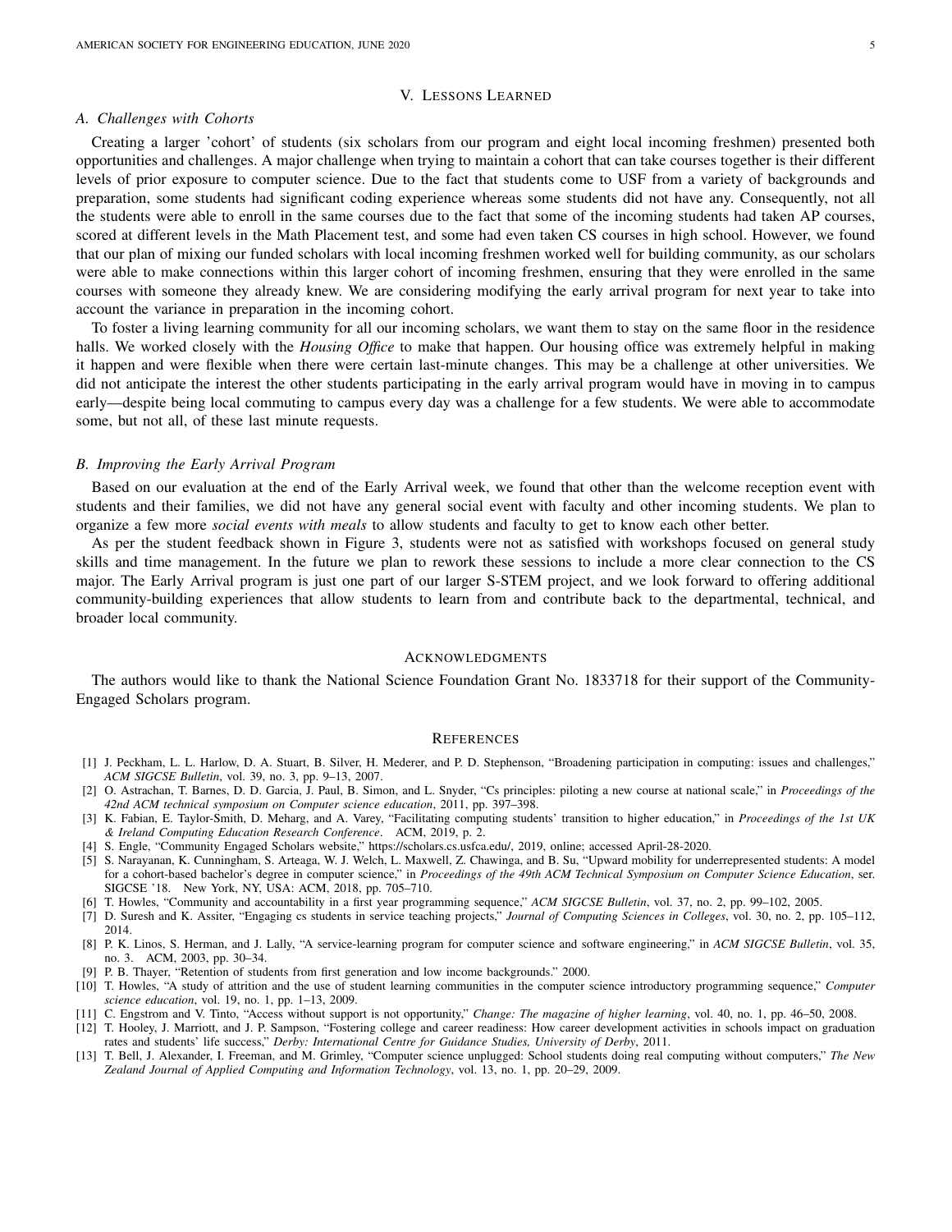## V. Lessons Learned

### *A. Challenges with Cohorts*

Creating a larger 'cohort' of students (six scholars from our program and eight local incoming freshmen) presented both opportunities and challenges. A major challenge when trying to maintain a cohort that can take courses together is their different levels of prior exposure to computer science. Due to the fact that students come to USF from a variety of backgrounds and preparation, some students had significant coding experience whereas some students did not have any. Consequently, not all the students were able to enroll in the same courses due to the fact that some of the incoming students had taken AP courses, scored at different levels in the Math Placement test, and some had even taken CS courses in high school. However, we found that our plan of mixing our funded scholars with local incoming freshmen worked well for building community, as our scholars were able to make connections within this larger cohort of incoming freshmen, ensuring that they were enrolled in the same courses with someone they already knew. We are considering modifying the early arrival program for next year to take into account the variance in preparation in the incoming cohort.

To foster a living learning community for all our incoming scholars, we want them to stay on the same floor in the residence halls. We worked closely with the *Housing Office* to make that happen. Our housing office was extremely helpful in making it happen and were flexible when there were certain last-minute changes. This may be a challenge at other universities. We did not anticipate the interest the other students participating in the early arrival program would have in moving in to campus early—despite being local commuting to campus every day was a challenge for a few students. We were able to accommodate some, but not all, of these last minute requests.

### *B. Improving the Early Arrival Program*

Based on our evaluation at the end of the Early Arrival week, we found that other than the welcome reception event with students and their families, we did not have any general social event with faculty and other incoming students. We plan to organize a few more *social events with meals* to allow students and faculty to get to know each other better.

As per the student feedback shown in Figure 3, students were not as satisfied with workshops focused on general study skills and time management. In the future we plan to rework these sessions to include a more clear connection to the CS major. The Early Arrival program is just one part of our larger S-STEM project, and we look forward to offering additional community-building experiences that allow students to learn from and contribute back to the departmental, technical, and broader local community.

## Acknowledgments

The authors would like to thank the National Science Foundation Grant No. 1833718 for their support of the Community-Engaged Scholars program.

## References

[1] J. Peckham, L. L. Harlow, D. A. Stuart, B. Silver, H. Mederer, and P. D. Stephenson, "Broadening participation in computing: issues and challenges," *ACM SIGCSE Bulletin*, vol. 39, no. 3, pp. 9–13, 2007.

[2] O. Astrachan, T. Barnes, D. D. Garcia, J. Paul, B. Simon, and L. Snyder, "Cs principles: piloting a new course at national scale," in *Proceedings of the 42nd ACM technical symposium on Computer science education*, 2011, pp. 397–398.

[3] K. Fabian, E. Taylor-Smith, D. Meharg, and A. Varey, "Facilitating computing students' transition to higher education," in *Proceedings of the 1st UK & Ireland Computing Education Research Conference*. ACM, 2019, p. 2.

[4] S. Engle, "Community Engaged Scholars website," https://scholars.cs.usfca.edu/, 2019, online; accessed April-28-2020.

[5] S. Narayanan, K. Cunningham, S. Arteaga, W. J. Welch, L. Maxwell, Z. Chawinga, and B. Su, "Upward mobility for underrepresented students: A model for a cohort-based bachelor's degree in computer science," in *Proceedings of the 49th ACM Technical Symposium on Computer Science Education*, ser. SIGCSE '18. New York, NY, USA: ACM, 2018, pp. 705–710.

[6] T. Howles, "Community and accountability in a first year programming sequence," *ACM SIGCSE Bulletin*, vol. 37, no. 2, pp. 99–102, 2005.

[7] D. Suresh and K. Assiter, "Engaging cs students in service teaching projects," *Journal of Computing Sciences in Colleges*, vol. 30, no. 2, pp. 105–112, 2014.

[8] P. K. Linos, S. Herman, and J. Lally, "A service-learning program for computer science and software engineering," in *ACM SIGCSE Bulletin*, vol. 35, no. 3. ACM, 2003, pp. 30–34.

[9] P. B. Thayer, "Retention of students from first generation and low income backgrounds." 2000.

[10] T. Howles, "A study of attrition and the use of student learning communities in the computer science introductory programming sequence," *Computer science education*, vol. 19, no. 1, pp. 1–13, 2009.

[11] C. Engstrom and V. Tinto, "Access without support is not opportunity," *Change: The magazine of higher learning*, vol. 40, no. 1, pp. 46–50, 2008.

[12] T. Hooley, J. Marriott, and J. P. Sampson, "Fostering college and career readiness: How career development activities in schools impact on graduation rates and students' life success," *Derby: International Centre for Guidance Studies, University of Derby*, 2011.

[13] T. Bell, J. Alexander, I. Freeman, and M. Grimley, "Computer science unplugged: School students doing real computing without computers," *The New Zealand Journal of Applied Computing and Information Technology*, vol. 13, no. 1, pp. 20–29, 2009.